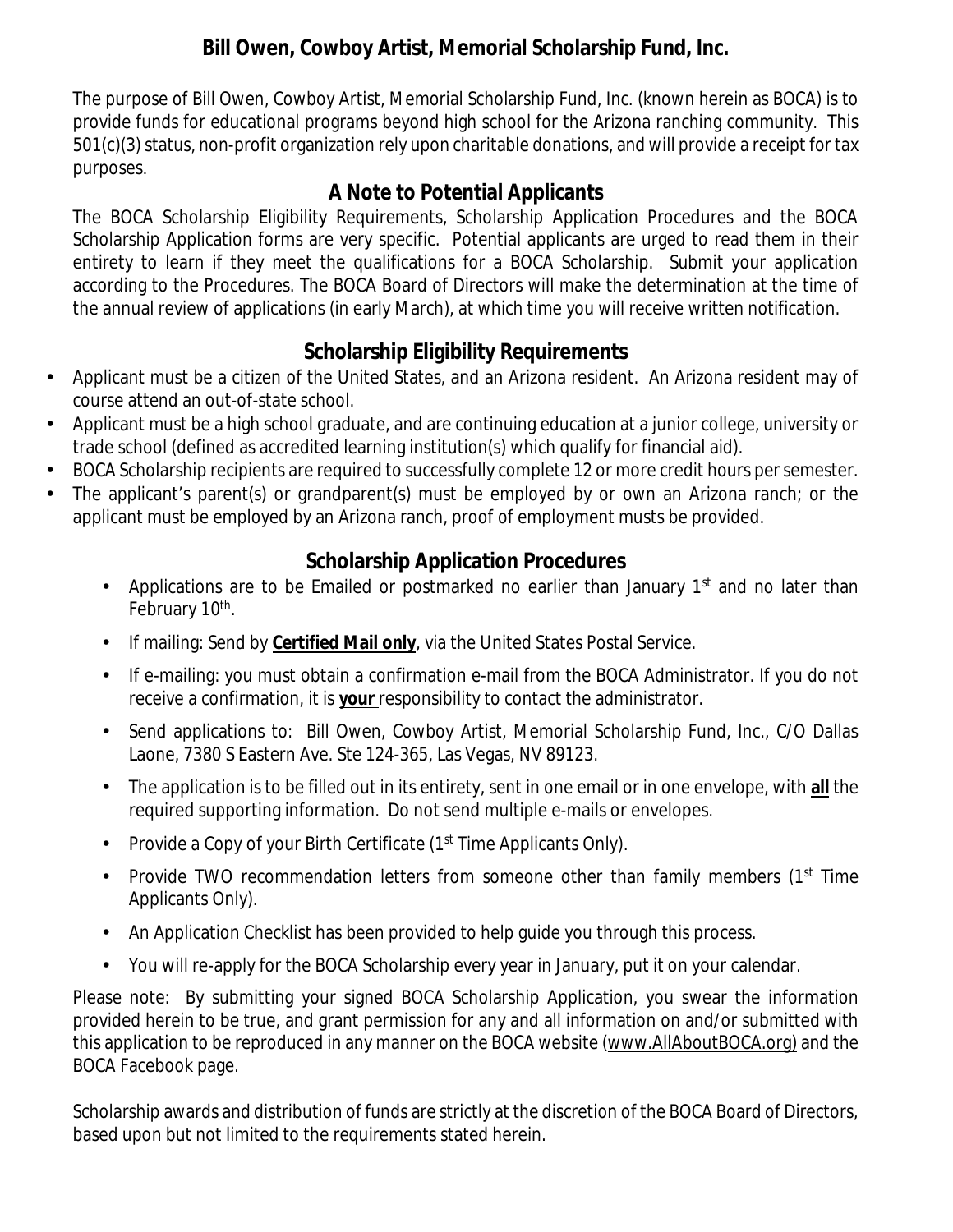# Bill Owen, Cowboy Artist, Memorial Scholarship Fund, Inc.

The purpose of Bill Owen, Cowboy Artist, Memorial Scholarship Fund, Inc. (known herein as BOCA) is to provide funds for educational programs beyond high school for the Arizona ranching community. This 501(c)(3) status, non-profit organization rely upon charitable donations, and will provide a receipt for tax purposes.

## A Note to Potential Applicants

The BOCA Scholarship Eligibility Requirements, Scholarship Application Procedures and the BOCA Scholarship Application forms are very specific. Potential applicants are urged to read them in their entirety to learn if they meet the qualifications for a BOCA Scholarship. Submit your application according to the Procedures. The BOCA Board of Directors will make the determination at the time of the annual review of applications (in early March), at which time you will receive written notification.

## Scholarship Eligibility Requirements

- Applicant must be a citizen of the United States, and an Arizona resident. An Arizona resident may of course attend an out-of-state school.
- Applicant must be a high school graduate, and are continuing education at a junior college, university or trade school (defined as accredited learning institution(s) which qualify for financial aid).
- BOCA Scholarship recipients are required to successfully complete 12 or more credit hours per semester.
- The applicant's parent(s) or grandparent(s) must be employed by or own an Arizona ranch; or the applicant must be employed by an Arizona ranch, proof of employment musts be provided.

## Scholarship Application Procedures

- Applications are to be Emailed or postmarked no earlier than January 1st and no later than February 10th.
- If mailing: Send by **Certified Mail only**, via the United States Postal Service.
- If e-mailing: you must obtain a confirmation e-mail from the BOCA Administrator. If you do not receive a confirmation, it is **your** responsibility to contact the administrator.
- Send applications to: Bill Owen, Cowboy Artist, Memorial Scholarship Fund, Inc., C/O Dallas Laone, 7380 S Eastern Ave. Ste 124-365, Las Vegas, NV 89123.
- The application is to be filled out in its entirety, sent in one email or in one envelope, with **all** the required supporting information. Do not send multiple e-mails or envelopes.
- Provide a Copy of your Birth Certificate (1st Time Applicants Only).
- Provide TWO recommendation letters from someone other than family members (1st Time Applicants Only).
- An Application Checklist has been provided to help guide you through this process.
- You will re-apply for the BOCA Scholarship every year in January, put it on your calendar.

Please note: By submitting your signed BOCA Scholarship Application, you swear the information provided herein to be true, and grant permission for any and all information on and/or submitted with this application to be reproduced in any manner on the BOCA website (www.AllAboutBOCA.org) and the BOCA Facebook page.

Scholarship awards and distribution of funds are strictly at the discretion of the BOCA Board of Directors, based upon but not limited to the requirements stated herein.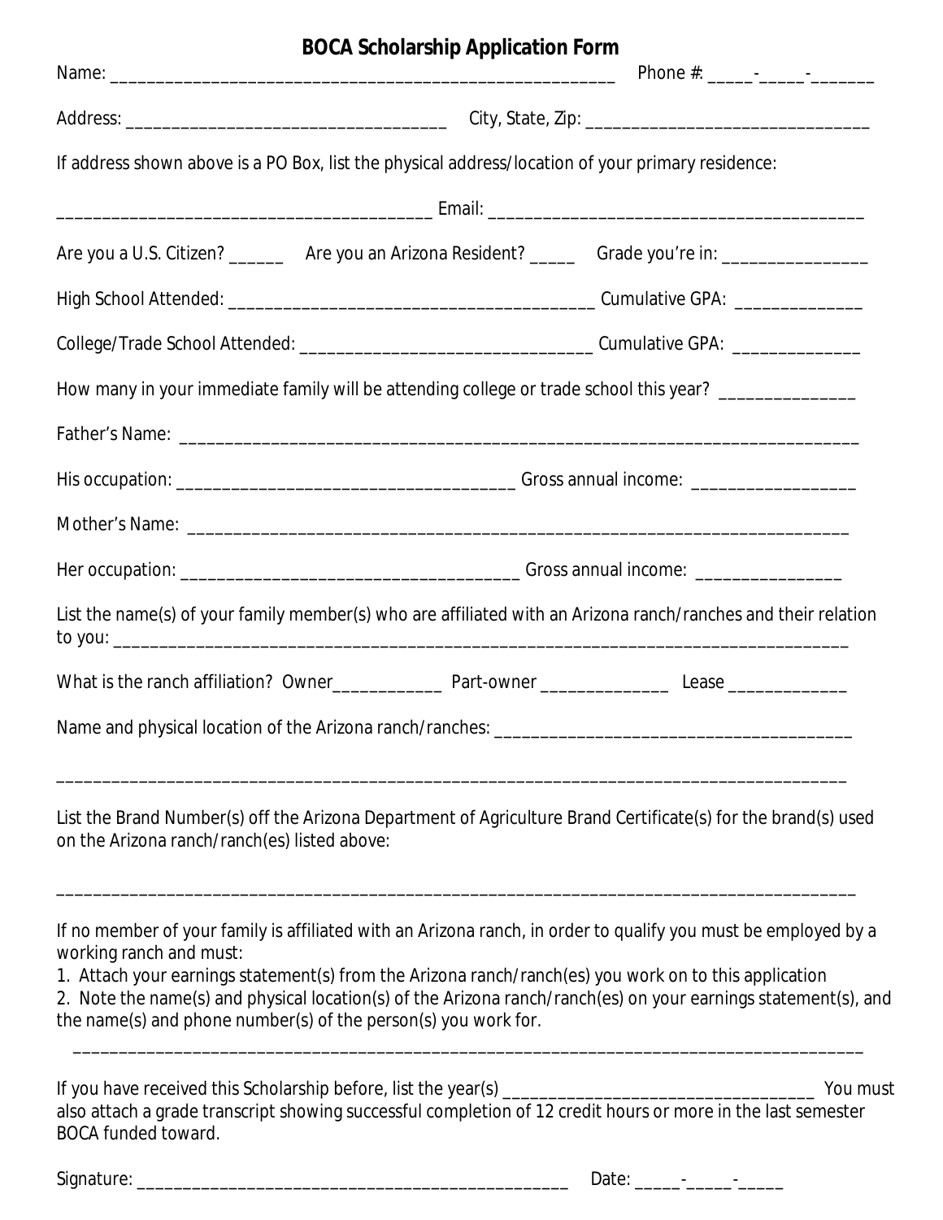# BOCA Scholarship Application Form

Name: ___________________________________________________________ Phone #: _____-_____-_______

Address: ____________________________________ City, State, Zip: ________________________________

If address shown above is a PO Box, list the physical address/location of your primary residence:

__________________________________________ Email: ___________________________________________

Are you a U.S. Citizen? ______ Are you an Arizona Resident? _____ Grade you're in: ________________

High School Attended: _________________________________________ Cumulative GPA: ______________

College/Trade School Attended: ________________________________ Cumulative GPA: ______________

How many in your immediate family will be attending college or trade school this year? _______________

Father's Name: ___________________________________________________________________________

His occupation: ______________________________________ Gross annual income: __________________

Mother's Name: ___________________________________________________________________________

Her occupation: ______________________________________ Gross annual income: ________________

List the name(s) of your family member(s) who are affiliated with an Arizona ranch/ranches and their relation to you: ___________________________________________________________________________________

What is the ranch affiliation? Owner____________ Part-owner ______________ Lease _____________

Name and physical location of the Arizona ranch/ranches: _______________________________________

_________________________________________________________________________________________

List the Brand Number(s) off the Arizona Department of Agriculture Brand Certificate(s) for the brand(s) used on the Arizona ranch/ranch(es) listed above:

_________________________________________________________________________________________

If no member of your family is affiliated with an Arizona ranch, in order to qualify you must be employed by a working ranch and must:

1. Attach your earnings statement(s) from the Arizona ranch/ranch(es) you work on to this application
2. Note the name(s) and physical location(s) of the Arizona ranch/ranch(es) on your earnings statement(s), and the name(s) and phone number(s) of the person(s) you work for.

_________________________________________________________________________________________

If you have received this Scholarship before, list the year(s) ___________________________________ You must also attach a grade transcript showing successful completion of 12 credit hours or more in the last semester BOCA funded toward.

Signature: ________________________________________________ Date: _____-_____-_____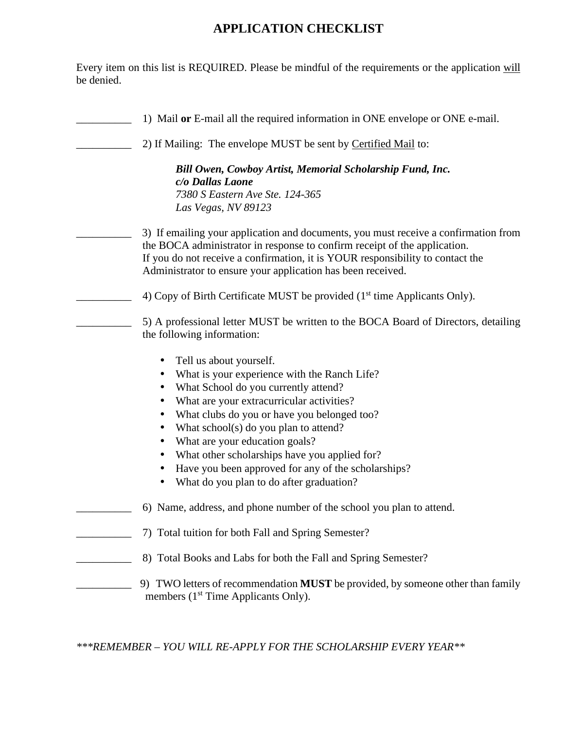# APPLICATION CHECKLIST

Every item on this list is REQUIRED. Please be mindful of the requirements or the application <u>will</u> be denied.

__________ 1) Mail **or** E-mail all the required information in ONE envelope or ONE e-mail.

__________ 2) If Mailing: The envelope MUST be sent by <u>Certified Mail</u> to:

> ***Bill Owen, Cowboy Artist, Memorial Scholarship Fund, Inc.***
> ***c/o Dallas Laone***
> *7380 S Eastern Ave Ste. 124-365*
> *Las Vegas, NV 89123*

__________ 3) If emailing your application and documents, you must receive a confirmation from the BOCA administrator in response to confirm receipt of the application. If you do not receive a confirmation, it is YOUR responsibility to contact the Administrator to ensure your application has been received.

__________ 4) Copy of Birth Certificate MUST be provided (1st time Applicants Only).

__________ 5) A professional letter MUST be written to the BOCA Board of Directors, detailing the following information:

- Tell us about yourself.
- What is your experience with the Ranch Life?
- What School do you currently attend?
- What are your extracurricular activities?
- What clubs do you or have you belonged too?
- What school(s) do you plan to attend?
- What are your education goals?
- What other scholarships have you applied for?
- Have you been approved for any of the scholarships?
- What do you plan to do after graduation?

__________ 6) Name, address, and phone number of the school you plan to attend.

__________ 7) Total tuition for both Fall and Spring Semester?

__________ 8) Total Books and Labs for both the Fall and Spring Semester?

__________ 9) TWO letters of recommendation **MUST** be provided, by someone other than family members (1st Time Applicants Only).

****REMEMBER – YOU WILL RE-APPLY FOR THE SCHOLARSHIP EVERY YEAR***